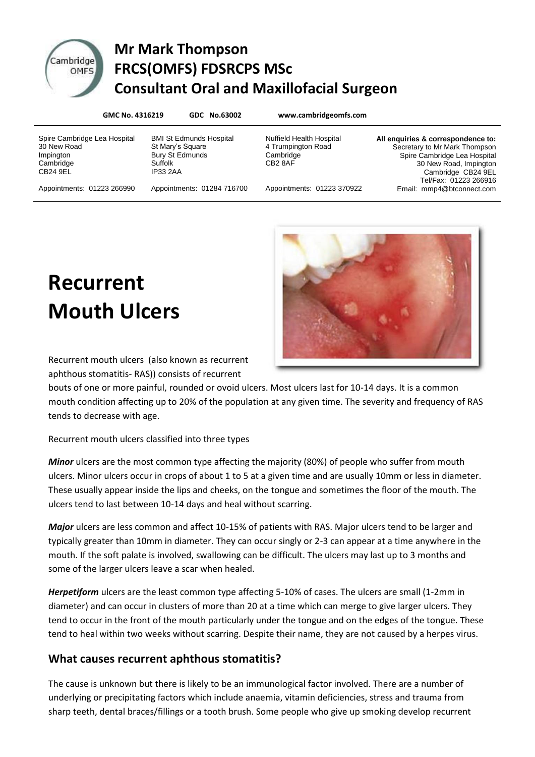# Mr Mark Thompson
# FRCS(OMFS) FDSRCPS MSc
# Consultant Oral and Maxillofacial Surgeon

**GMC No. 4316219** **GDC No.63002** **www.cambridgeomfs.com**

| Spire Cambridge Lea Hospital | BMI St Edmunds Hospital | Nuffield Health Hospital | **All enquiries & correspondence to:** |
| --- | --- | --- | --- |
| 30 New Road | St Mary's Square | 4 Trumpington Road | Secretary to Mr Mark Thompson |
| Impington | Bury St Edmunds | Cambridge | Spire Cambridge Lea Hospital |
| Cambridge | Suffolk | CB2 8AF | 30 New Road, Impington |
| CB24 9EL | IP33 2AA | | Cambridge CB24 9EL |
| | | | Tel/Fax: 01223 266916 |
| Appointments: 01223 266990 | Appointments: 01284 716700 | Appointments: 01223 370922 | Email: mmp4@btconnect.com |

# Recurrent Mouth Ulcers

Recurrent mouth ulcers (also known as recurrent aphthous stomatitis- RAS)) consists of recurrent bouts of one or more painful, rounded or ovoid ulcers. Most ulcers last for 10-14 days. It is a common mouth condition affecting up to 20% of the population at any given time. The severity and frequency of RAS tends to decrease with age.

Recurrent mouth ulcers classified into three types

***Minor*** ulcers are the most common type affecting the majority (80%) of people who suffer from mouth ulcers. Minor ulcers occur in crops of about 1 to 5 at a given time and are usually 10mm or less in diameter. These usually appear inside the lips and cheeks, on the tongue and sometimes the floor of the mouth. The ulcers tend to last between 10-14 days and heal without scarring.

***Major*** ulcers are less common and affect 10-15% of patients with RAS. Major ulcers tend to be larger and typically greater than 10mm in diameter. They can occur singly or 2-3 can appear at a time anywhere in the mouth. If the soft palate is involved, swallowing can be difficult. The ulcers may last up to 3 months and some of the larger ulcers leave a scar when healed.

***Herpetiform*** ulcers are the least common type affecting 5-10% of cases. The ulcers are small (1-2mm in diameter) and can occur in clusters of more than 20 at a time which can merge to give larger ulcers. They tend to occur in the front of the mouth particularly under the tongue and on the edges of the tongue. These tend to heal within two weeks without scarring. Despite their name, they are not caused by a herpes virus.

## What causes recurrent aphthous stomatitis?

The cause is unknown but there is likely to be an immunological factor involved. There are a number of underlying or precipitating factors which include anaemia, vitamin deficiencies, stress and trauma from sharp teeth, dental braces/fillings or a tooth brush. Some people who give up smoking develop recurrent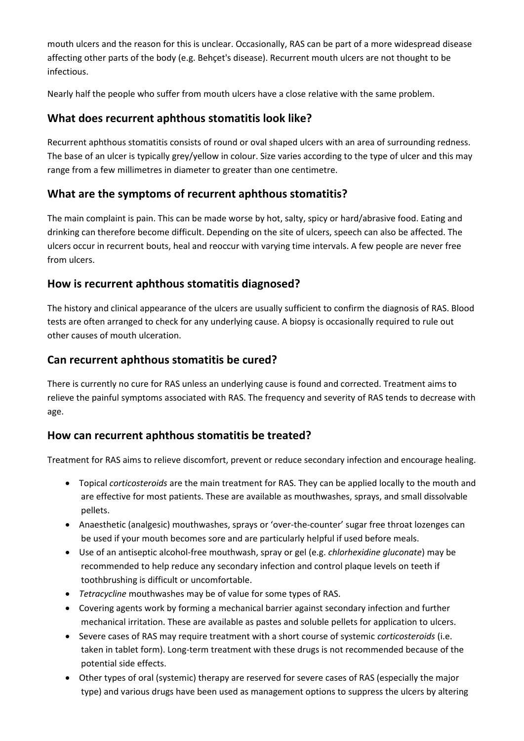mouth ulcers and the reason for this is unclear. Occasionally, RAS can be part of a more widespread disease affecting other parts of the body (e.g. Behçet's disease). Recurrent mouth ulcers are not thought to be infectious.

Nearly half the people who suffer from mouth ulcers have a close relative with the same problem.

## What does recurrent aphthous stomatitis look like?

Recurrent aphthous stomatitis consists of round or oval shaped ulcers with an area of surrounding redness. The base of an ulcer is typically grey/yellow in colour. Size varies according to the type of ulcer and this may range from a few millimetres in diameter to greater than one centimetre.

## What are the symptoms of recurrent aphthous stomatitis?

The main complaint is pain. This can be made worse by hot, salty, spicy or hard/abrasive food. Eating and drinking can therefore become difficult. Depending on the site of ulcers, speech can also be affected. The ulcers occur in recurrent bouts, heal and reoccur with varying time intervals. A few people are never free from ulcers.

## How is recurrent aphthous stomatitis diagnosed?

The history and clinical appearance of the ulcers are usually sufficient to confirm the diagnosis of RAS. Blood tests are often arranged to check for any underlying cause. A biopsy is occasionally required to rule out other causes of mouth ulceration.

## Can recurrent aphthous stomatitis be cured?

There is currently no cure for RAS unless an underlying cause is found and corrected. Treatment aims to relieve the painful symptoms associated with RAS. The frequency and severity of RAS tends to decrease with age.

## How can recurrent aphthous stomatitis be treated?

Treatment for RAS aims to relieve discomfort, prevent or reduce secondary infection and encourage healing.

- Topical *corticosteroids* are the main treatment for RAS. They can be applied locally to the mouth and are effective for most patients. These are available as mouthwashes, sprays, and small dissolvable pellets.
- Anaesthetic (analgesic) mouthwashes, sprays or 'over-the-counter' sugar free throat lozenges can be used if your mouth becomes sore and are particularly helpful if used before meals.
- Use of an antiseptic alcohol-free mouthwash, spray or gel (e.g. *chlorhexidine gluconate*) may be recommended to help reduce any secondary infection and control plaque levels on teeth if toothbrushing is difficult or uncomfortable.
- *Tetracycline* mouthwashes may be of value for some types of RAS.
- Covering agents work by forming a mechanical barrier against secondary infection and further mechanical irritation. These are available as pastes and soluble pellets for application to ulcers.
- Severe cases of RAS may require treatment with a short course of systemic *corticosteroids* (i.e. taken in tablet form). Long-term treatment with these drugs is not recommended because of the potential side effects.
- Other types of oral (systemic) therapy are reserved for severe cases of RAS (especially the major type) and various drugs have been used as management options to suppress the ulcers by altering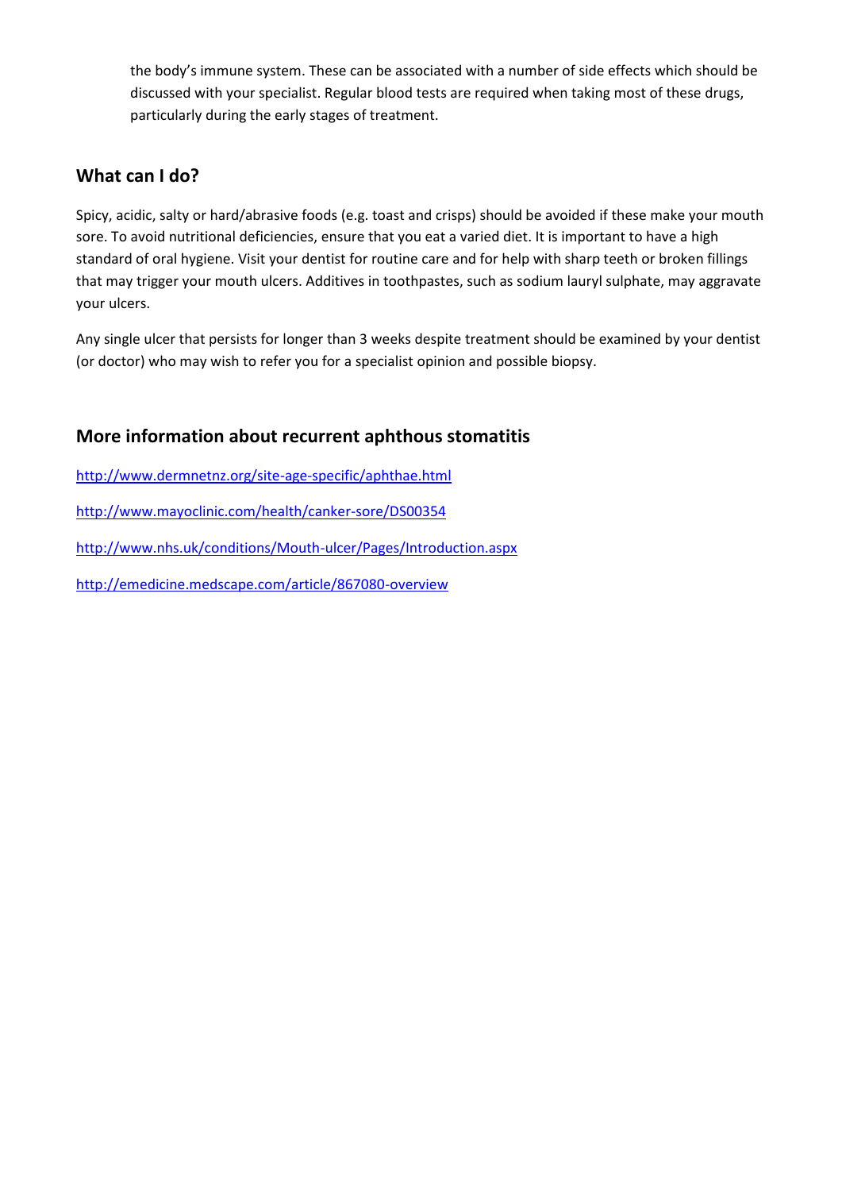the body's immune system. These can be associated with a number of side effects which should be discussed with your specialist. Regular blood tests are required when taking most of these drugs, particularly during the early stages of treatment.

## What can I do?

Spicy, acidic, salty or hard/abrasive foods (e.g. toast and crisps) should be avoided if these make your mouth sore. To avoid nutritional deficiencies, ensure that you eat a varied diet. It is important to have a high standard of oral hygiene. Visit your dentist for routine care and for help with sharp teeth or broken fillings that may trigger your mouth ulcers. Additives in toothpastes, such as sodium lauryl sulphate, may aggravate your ulcers.

Any single ulcer that persists for longer than 3 weeks despite treatment should be examined by your dentist (or doctor) who may wish to refer you for a specialist opinion and possible biopsy.

## More information about recurrent aphthous stomatitis

http://www.dermnetnz.org/site-age-specific/aphthae.html

http://www.mayoclinic.com/health/canker-sore/DS00354

http://www.nhs.uk/conditions/Mouth-ulcer/Pages/Introduction.aspx

http://emedicine.medscape.com/article/867080-overview